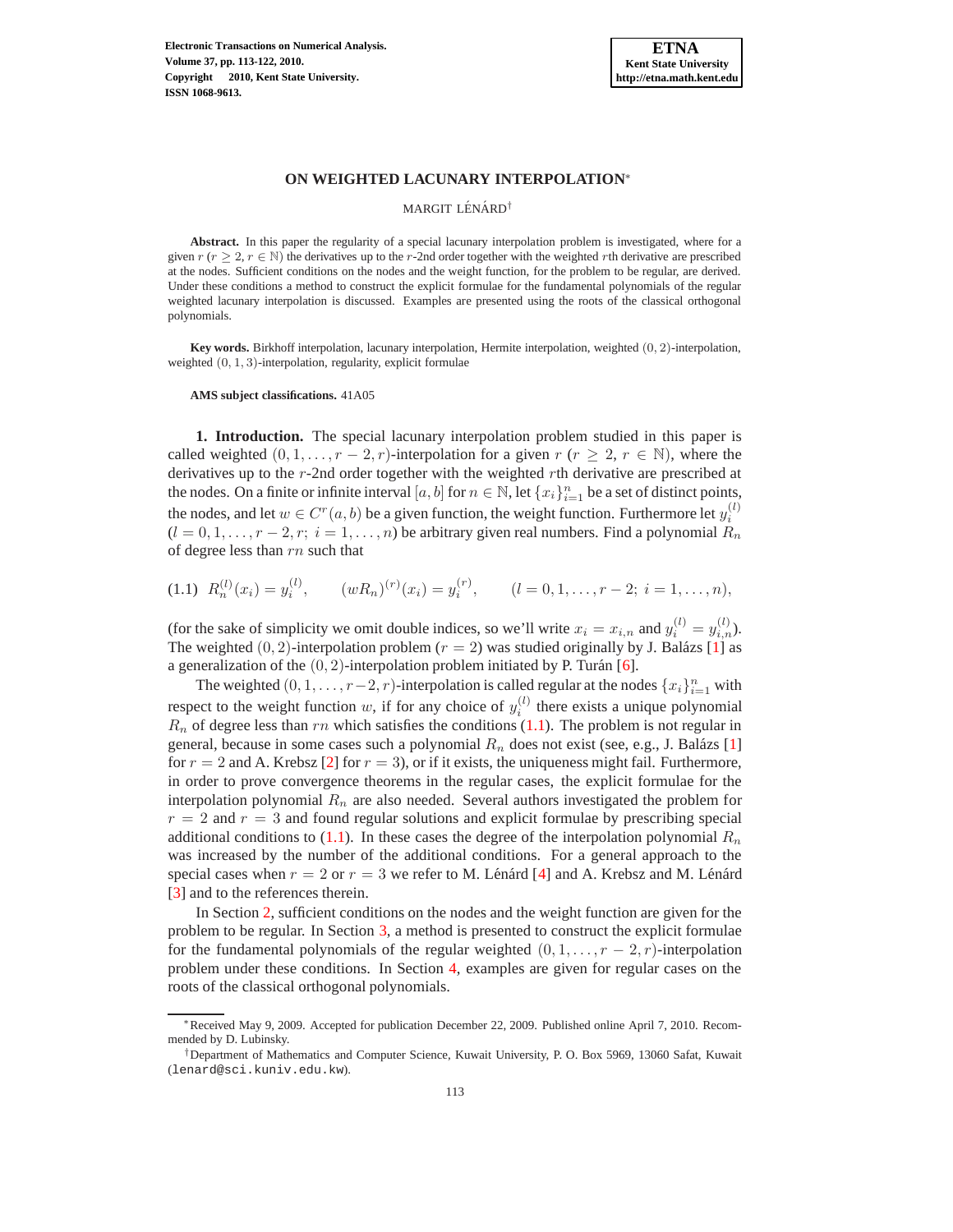# ON WEIGHTED LACUNARY INTERPOLATION*

MARGIT LÉNÁRD†

**Abstract.** In this paper the regularity of a special lacunary interpolation problem is investigated, where for a given $r$ ($r \geq 2$, $r \in \mathbb{N}$) the derivatives up to the $r$-2nd order together with the weighted $r$th derivative are prescribed at the nodes. Sufficient conditions on the nodes and the weight function, for the problem to be regular, are derived. Under these conditions a method to construct the explicit formulae for the fundamental polynomials of the regular weighted lacunary interpolation is discussed. Examples are presented using the roots of the classical orthogonal polynomials.

**Key words.** Birkhoff interpolation, lacunary interpolation, Hermite interpolation, weighted $(0, 2)$-interpolation, weighted $(0, 1, 3)$-interpolation, regularity, explicit formulae

**AMS subject classifications.** 41A05

## 1. Introduction.

The special lacunary interpolation problem studied in this paper is called weighted $(0, 1, \ldots, r-2, r)$-interpolation for a given $r$ ($r \geq 2$, $r \in \mathbb{N}$), where the derivatives up to the $r$-2nd order together with the weighted $r$th derivative are prescribed at the nodes. On a finite or infinite interval $[a, b]$ for $n \in \mathbb{N}$, let $\{x_i\}_{i=1}^n$ be a set of distinct points, the nodes, and let $w \in C^r(a, b)$ be a given function, the weight function. Furthermore let $y_i^{(l)}$ ($l = 0, 1, \ldots, r-2, r$; $i = 1, \ldots, n$) be arbitrary given real numbers. Find a polynomial $R_n$ of degree less than $rn$ such that

$$
(1.1) \quad R_n^{(l)}(x_i) = y_i^{(l)}, \qquad (wR_n)^{(r)}(x_i) = y_i^{(r)}, \qquad (l = 0, 1, \ldots, r-2;\ i = 1, \ldots, n),
$$

(for the sake of simplicity we omit double indices, so we'll write $x_i = x_{i,n}$ and $y_i^{(l)} = y_{i,n}^{(l)}$). The weighted $(0, 2)$-interpolation problem ($r = 2$) was studied originally by J. Balázs [1] as a generalization of the $(0, 2)$-interpolation problem initiated by P. Turán [6].

The weighted $(0, 1, \ldots, r-2, r)$-interpolation is called regular at the nodes $\{x_i\}_{i=1}^n$ with respect to the weight function $w$, if for any choice of $y_i^{(l)}$ there exists a unique polynomial $R_n$ of degree less than $rn$ which satisfies the conditions (1.1). The problem is not regular in general, because in some cases such a polynomial $R_n$ does not exist (see, e.g., J. Balázs [1] for $r = 2$ and A. Krebsz [2] for $r = 3$), or if it exists, the uniqueness might fail. Furthermore, in order to prove convergence theorems in the regular cases, the explicit formulae for the interpolation polynomial $R_n$ are also needed. Several authors investigated the problem for $r = 2$ and $r = 3$ and found regular solutions and explicit formulae by prescribing special additional conditions to (1.1). In these cases the degree of the interpolation polynomial $R_n$ was increased by the number of the additional conditions. For a general approach to the special cases when $r = 2$ or $r = 3$ we refer to M. Lénárd [4] and A. Krebsz and M. Lénárd [3] and to the references therein.

In Section 2, sufficient conditions on the nodes and the weight function are given for the problem to be regular. In Section 3, a method is presented to construct the explicit formulae for the fundamental polynomials of the regular weighted $(0, 1, \ldots, r-2, r)$-interpolation problem under these conditions. In Section 4, examples are given for regular cases on the roots of the classical orthogonal polynomials.

---

*Received May 9, 2009. Accepted for publication December 22, 2009. Published online April 7, 2010. Recommended by D. Lubinsky.

†Department of Mathematics and Computer Science, Kuwait University, P. O. Box 5969, 13060 Safat, Kuwait (lenard@sci.kuniv.edu.kw).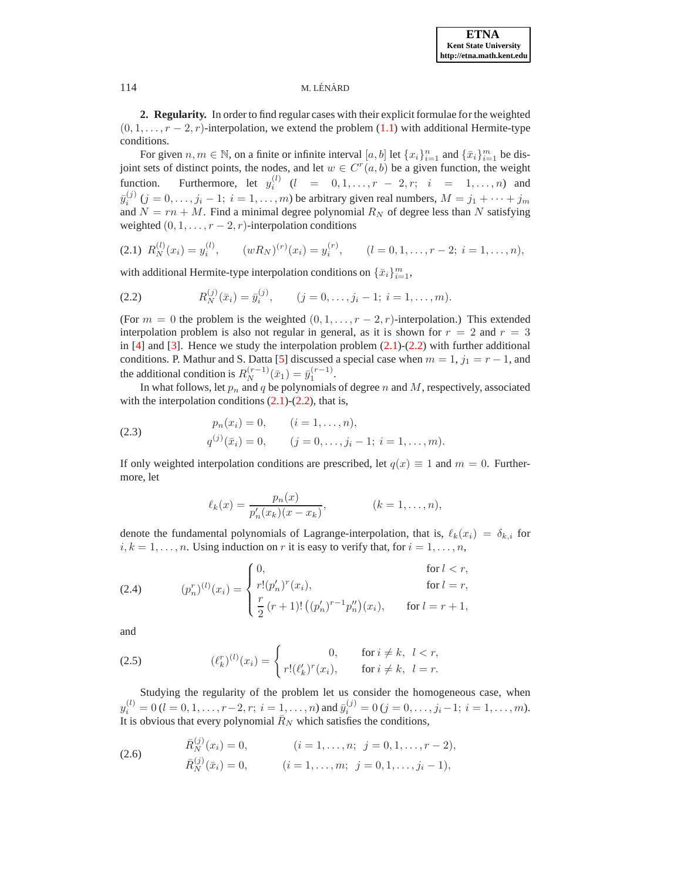**2. Regularity.** In order to find regular cases with their explicit formulae for the weighted $(0,1,\ldots,r-2,r)$-interpolation, we extend the problem (1.1) with additional Hermite-type conditions.

For given $n, m \in \mathbb{N}$, on a finite or infinite interval $[a,b]$ let $\{x_i\}_{i=1}^n$ and $\{\bar{x}_i\}_{i=1}^m$ be disjoint sets of distinct points, the nodes, and let $w \in C^r(a,b)$ be a given function, the weight function. Furthermore, let $y_i^{(l)}$ $(l = 0,1,\ldots,r-2,r;\ i = 1,\ldots,n)$ and $\bar{y}_i^{(j)}$ $(j = 0,\ldots,j_i-1;\ i = 1,\ldots,m)$ be arbitrary given real numbers, $M = j_1 + \cdots + j_m$ and $N = rn + M$. Find a minimal degree polynomial $R_N$ of degree less than $N$ satisfying weighted $(0,1,\ldots,r-2,r)$-interpolation conditions

$$R_N^{(l)}(x_i) = y_i^{(l)}, \qquad (wR_N)^{(r)}(x_i) = y_i^{(r)}, \qquad (l = 0,1,\ldots,r-2;\ i = 1,\ldots,n), \tag{2.1}$$

with additional Hermite-type interpolation conditions on $\{\bar{x}_i\}_{i=1}^m$,

$$R_N^{(j)}(\bar{x}_i) = \bar{y}_i^{(j)}, \qquad (j = 0,\ldots,j_i-1;\ i = 1,\ldots,m). \tag{2.2}$$

(For $m = 0$ the problem is the weighted $(0,1,\ldots,r-2,r)$-interpolation.) This extended interpolation problem is also not regular in general, as it is shown for $r = 2$ and $r = 3$ in [4] and [3]. Hence we study the interpolation problem (2.1)-(2.2) with further additional conditions. P. Mathur and S. Datta [5] discussed a special case when $m = 1$, $j_1 = r-1$, and the additional condition is $R_N^{(r-1)}(\bar{x}_1) = \bar{y}_1^{(r-1)}$.

In what follows, let $p_n$ and $q$ be polynomials of degree $n$ and $M$, respectively, associated with the interpolation conditions (2.1)-(2.2), that is,

$$\begin{aligned} p_n(x_i) &= 0, \qquad (i = 1,\ldots,n), \\ q^{(j)}(\bar{x}_i) &= 0, \qquad (j = 0,\ldots,j_i-1;\ i = 1,\ldots,m). \end{aligned} \tag{2.3}$$

If only weighted interpolation conditions are prescribed, let $q(x) \equiv 1$ and $m = 0$. Furthermore, let

$$\ell_k(x) = \frac{p_n(x)}{p_n'(x_k)(x-x_k)}, \qquad (k = 1,\ldots,n),$$

denote the fundamental polynomials of Lagrange-interpolation, that is, $\ell_k(x_i) = \delta_{k,i}$ for $i,k = 1,\ldots,n$. Using induction on $r$ it is easy to verify that, for $i = 1,\ldots,n$,

$$(p_n^r)^{(l)}(x_i) = \begin{cases} 0, & \text{for } l < r, \\ r!(p_n')^r(x_i), & \text{for } l = r, \\ \dfrac{r}{2}\,(r+1)!\left((p_n')^{r-1}p_n''\right)(x_i), & \text{for } l = r+1, \end{cases} \tag{2.4}$$

and

$$(\ell_k^r)^{(l)}(x_i) = \begin{cases} 0, & \text{for } i \neq k,\ l < r, \\ r!(\ell_k')^r(x_i), & \text{for } i \neq k,\ l = r. \end{cases} \tag{2.5}$$

Studying the regularity of the problem let us consider the homogeneous case, when $y_i^{(l)} = 0\,(l = 0,1,\ldots,r-2,r;\ i = 1,\ldots,n)$ and $\bar{y}_i^{(j)} = 0\,(j = 0,\ldots,j_i-1;\ i = 1,\ldots,m)$. It is obvious that every polynomial $\bar{R}_N$ which satisfies the conditions,

$$\begin{aligned} \bar{R}_N^{(j)}(x_i) &= 0, \qquad (i = 1,\ldots,n;\ \ j = 0,1,\ldots,r-2), \\ \bar{R}_N^{(j)}(\bar{x}_i) &= 0, \qquad (i = 1,\ldots,m;\ \ j = 0,1,\ldots,j_i-1), \end{aligned} \tag{2.6}$$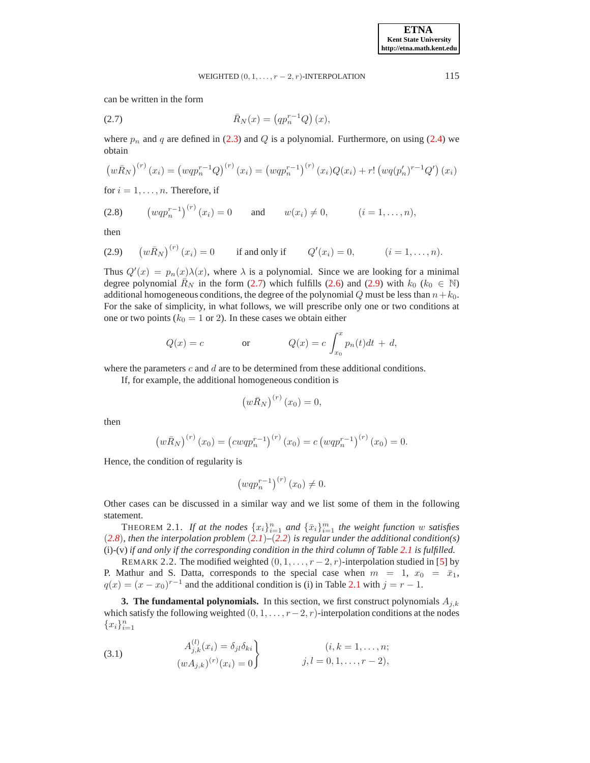can be written in the form

$$\bar{R}_N(x) = \left(qp_n^{r-1}Q\right)(x), \tag{2.7}$$

where $p_n$ and $q$ are defined in (2.3) and $Q$ is a polynomial. Furthermore, on using (2.4) we obtain

$$\left(w\bar{R}_N\right)^{(r)}(x_i) = \left(wqp_n^{r-1}Q\right)^{(r)}(x_i) = \left(wqp_n^{r-1}\right)^{(r)}(x_i)Q(x_i) + r!\left(wq(p_n')^{r-1}Q'\right)(x_i)$$

for $i = 1, \ldots, n$. Therefore, if

$$\left(wqp_n^{r-1}\right)^{(r)}(x_i) = 0 \qquad \text{and} \qquad w(x_i) \neq 0, \qquad (i = 1, \ldots, n), \tag{2.8}$$

then

$$\left(w\bar{R}_N\right)^{(r)}(x_i) = 0 \qquad \text{if and only if} \qquad Q'(x_i) = 0, \qquad (i = 1, \ldots, n). \tag{2.9}$$

Thus $Q'(x) = p_n(x)\lambda(x)$, where $\lambda$ is a polynomial. Since we are looking for a minimal degree polynomial $\bar{R}_N$ in the form (2.7) which fulfills (2.6) and (2.9) with $k_0$ ($k_0 \in \mathbb{N}$) additional homogeneous conditions, the degree of the polynomial $Q$ must be less than $n + k_0$. For the sake of simplicity, in what follows, we will prescribe only one or two conditions at one or two points ($k_0 = 1$ or 2). In these cases we obtain either

$$Q(x) = c \qquad \text{or} \qquad Q(x) = c\int_{x_0}^{x} p_n(t)dt + d,$$

where the parameters $c$ and $d$ are to be determined from these additional conditions.

If, for example, the additional homogeneous condition is

$$\left(w\bar{R}_N\right)^{(r)}(x_0) = 0,$$

then

$$\left(w\bar{R}_N\right)^{(r)}(x_0) = \left(cwqp_n^{r-1}\right)^{(r)}(x_0) = c\left(wqp_n^{r-1}\right)^{(r)}(x_0) = 0.$$

Hence, the condition of regularity is

$$\left(wqp_n^{r-1}\right)^{(r)}(x_0) \neq 0.$$

Other cases can be discussed in a similar way and we list some of them in the following statement.

THEOREM 2.1. *If at the nodes $\{x_i\}_{i=1}^n$ and $\{\bar{x}_i\}_{i=1}^m$ the weight function $w$ satisfies (2.8), then the interpolation problem (2.1)–(2.2) is regular under the additional condition(s)* (i)-(v) *if and only if the corresponding condition in the third column of Table 2.1 is fulfilled.*

REMARK 2.2. The modified weighted $(0, 1, \ldots, r-2, r)$-interpolation studied in [5] by P. Mathur and S. Datta, corresponds to the special case when $m = 1$, $x_0 = \bar{x}_1$, $q(x) = (x - x_0)^{r-1}$ and the additional condition is (i) in Table 2.1 with $j = r - 1$.

**3. The fundamental polynomials.** In this section, we first construct polynomials $A_{j,k}$ which satisfy the following weighted $(0, 1, \ldots, r-2, r)$-interpolation conditions at the nodes $\{x_i\}_{i=1}^n$

$$\left.\begin{array}{r} A_{j,k}^{(l)}(x_i) = \delta_{jl}\delta_{ki} \\ (wA_{j,k})^{(r)}(x_i) = 0 \end{array}\right\} \qquad \begin{array}{r} (i, k = 1, \ldots, n; \\ j, l = 0, 1, \ldots, r-2), \end{array} \tag{3.1}$$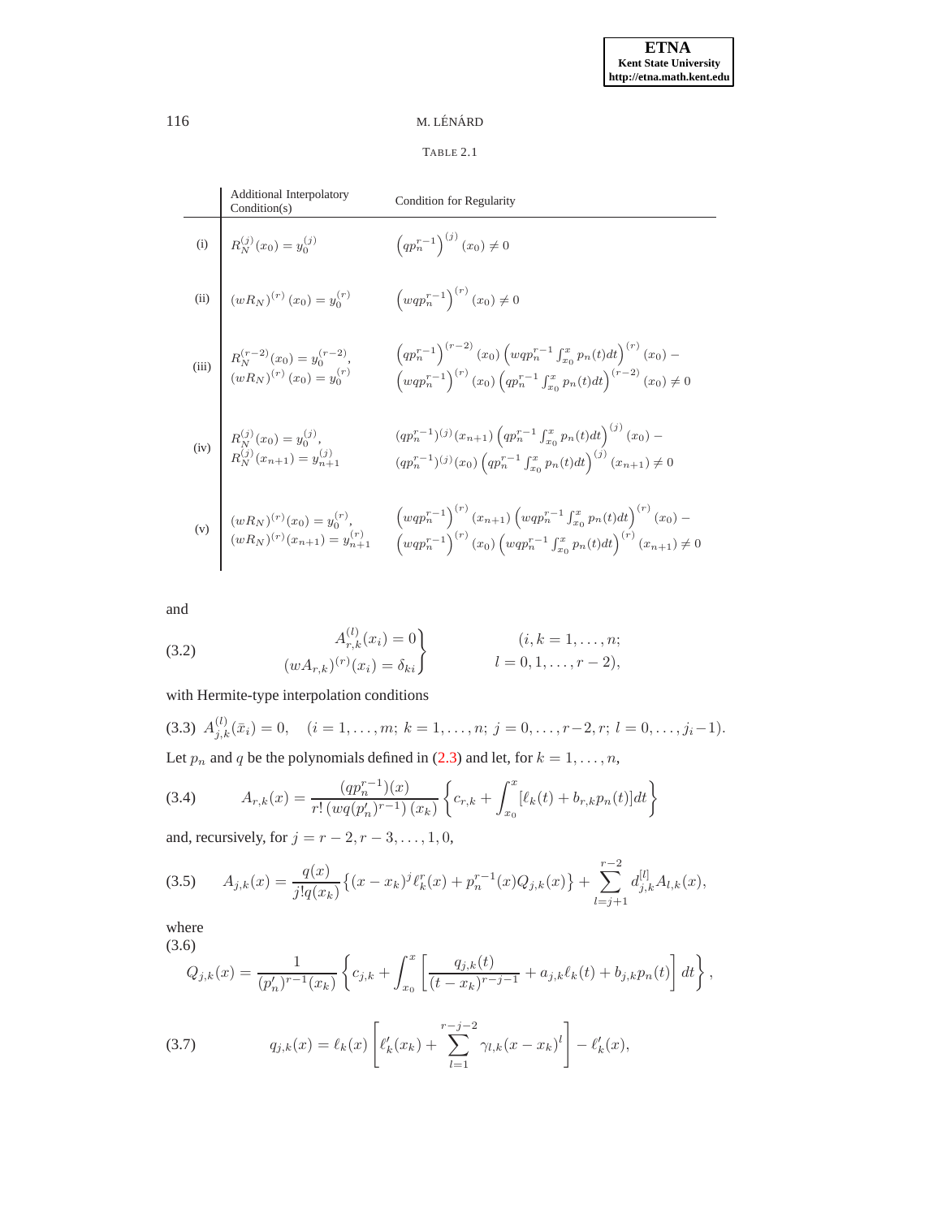TABLE 2.1

| | Additional Interpolatory Condition(s) | Condition for Regularity |
|---|---|---|
| (i) | $R_N^{(j)}(x_0) = y_0^{(j)}$ | $\left(qp_n^{r-1}\right)^{(j)}(x_0) \neq 0$ |
| (ii) | $(wR_N)^{(r)}(x_0) = y_0^{(r)}$ | $\left(wqp_n^{r-1}\right)^{(r)}(x_0) \neq 0$ |
| (iii) | $R_N^{(r-2)}(x_0) = y_0^{(r-2)}$, $(wR_N)^{(r)}(x_0) = y_0^{(r)}$ | $\left(qp_n^{r-1}\right)^{(r-2)}(x_0)\left(wqp_n^{r-1}\int_{x_0}^{x}p_n(t)dt\right)^{(r)}(x_0) - \left(wqp_n^{r-1}\right)^{(r)}(x_0)\left(qp_n^{r-1}\int_{x_0}^{x}p_n(t)dt\right)^{(r-2)}(x_0) \neq 0$ |
| (iv) | $R_N^{(j)}(x_0) = y_0^{(j)}$, $R_N^{(j)}(x_{n+1}) = y_{n+1}^{(j)}$ | $(qp_n^{r-1})^{(j)}(x_{n+1})\left(qp_n^{r-1}\int_{x_0}^{x}p_n(t)dt\right)^{(j)}(x_0) - (qp_n^{r-1})^{(j)}(x_0)\left(qp_n^{r-1}\int_{x_0}^{x}p_n(t)dt\right)^{(j)}(x_{n+1}) \neq 0$ |
| (v) | $(wR_N)^{(r)}(x_0) = y_0^{(r)}$, $(wR_N)^{(r)}(x_{n+1}) = y_{n+1}^{(r)}$ | $\left(wqp_n^{r-1}\right)^{(r)}(x_{n+1})\left(wqp_n^{r-1}\int_{x_0}^{x}p_n(t)dt\right)^{(r)}(x_0) - \left(wqp_n^{r-1}\right)^{(r)}(x_0)\left(wqp_n^{r-1}\int_{x_0}^{x}p_n(t)dt\right)^{(r)}(x_{n+1}) \neq 0$ |

and

$$
\left.\begin{aligned} A_{r,k}^{(l)}(x_i) &= 0 \\ (wA_{r,k})^{(r)}(x_i) &= \delta_{ki} \end{aligned}\right\} \qquad \begin{aligned} &(i,k = 1,\ldots,n; \\ &l = 0,1,\ldots,r-2), \end{aligned} \tag{3.2}
$$

with Hermite-type interpolation conditions

$$
A_{j,k}^{(l)}(\bar{x}_i) = 0, \quad (i = 1,\ldots,m;\ k = 1,\ldots,n;\ j = 0,\ldots,r-2,r;\ l = 0,\ldots,j_i-1). \tag{3.3}
$$

Let $p_n$ and $q$ be the polynomials defined in (2.3) and let, for $k = 1,\ldots,n$,

$$
A_{r,k}(x) = \frac{(qp_n^{r-1})(x)}{r!\,(wq(p_n')^{r-1})\,(x_k)}\left\{c_{r,k} + \int_{x_0}^{x}[\ell_k(t) + b_{r,k}p_n(t)]dt\right\} \tag{3.4}
$$

and, recursively, for $j = r-2, r-3, \ldots, 1, 0$,

$$
A_{j,k}(x) = \frac{q(x)}{j!q(x_k)}\left\{(x-x_k)^j\ell_k^r(x) + p_n^{r-1}(x)Q_{j,k}(x)\right\} + \sum_{l=j+1}^{r-2} d_{j,k}^{[l]}A_{l,k}(x), \tag{3.5}
$$

where

$$
Q_{j,k}(x) = \frac{1}{(p_n')^{r-1}(x_k)}\left\{c_{j,k} + \int_{x_0}^{x}\left[\frac{q_{j,k}(t)}{(t-x_k)^{r-j-1}} + a_{j,k}\ell_k(t) + b_{j,k}p_n(t)\right]dt\right\}, \tag{3.6}
$$

$$
q_{j,k}(x) = \ell_k(x)\left[\ell_k'(x_k) + \sum_{l=1}^{r-j-2}\gamma_{l,k}(x-x_k)^l\right] - \ell_k'(x), \tag{3.7}
$$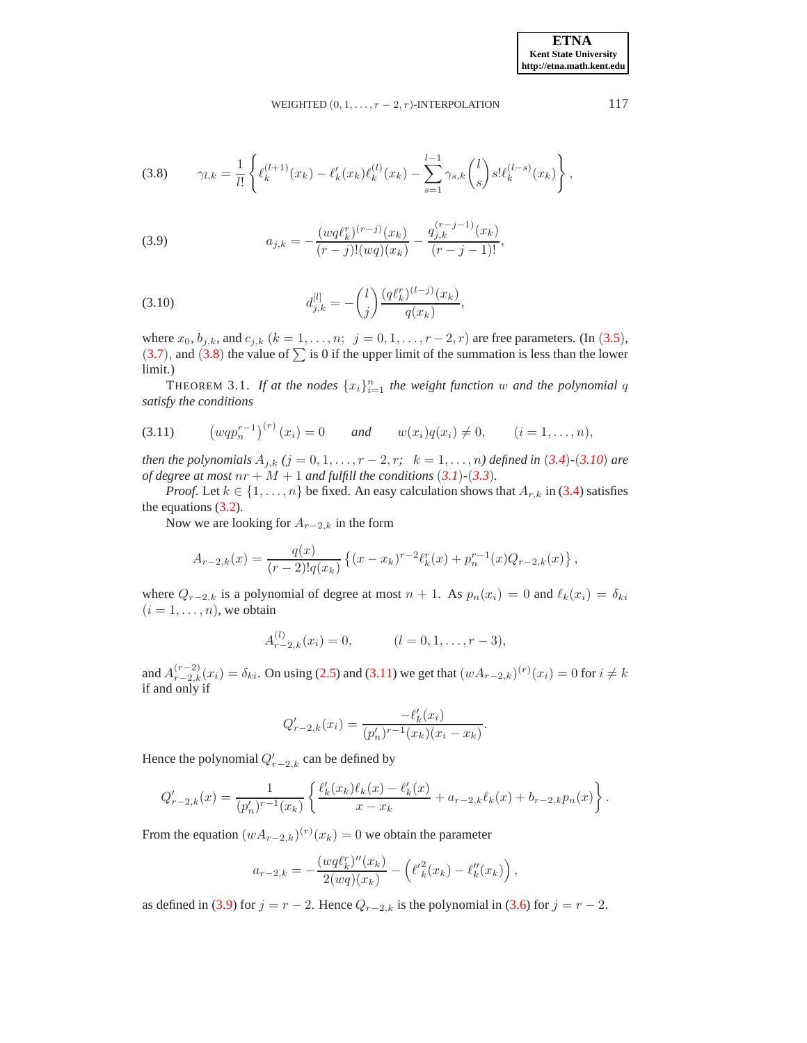$$\gamma_{l,k} = \frac{1}{l!}\left\{ \ell_k^{(l+1)}(x_k) - \ell_k'(x_k)\ell_k^{(l)}(x_k) - \sum_{s=1}^{l-1} \gamma_{s,k}\binom{l}{s} s!\ell_k^{(l-s)}(x_k) \right\}, \tag{3.8}$$

$$a_{j,k} = -\frac{(wq\ell_k^r)^{(r-j)}(x_k)}{(r-j)!(wq)(x_k)} - \frac{q_{j,k}^{(r-j-1)}(x_k)}{(r-j-1)!}, \tag{3.9}$$

$$d_{j,k}^{[l]} = -\binom{l}{j}\frac{(q\ell_k^r)^{(l-j)}(x_k)}{q(x_k)}, \tag{3.10}$$

where $x_0$, $b_{j,k}$, and $c_{j,k}$ $(k = 1, \ldots, n;\ \ j = 0, 1, \ldots, r-2, r)$ are free parameters. (In (3.5), (3.7), and (3.8) the value of $\sum$ is 0 if the upper limit of the summation is less than the lower limit.)

THEOREM 3.1. *If at the nodes $\{x_i\}_{i=1}^n$ the weight function $w$ and the polynomial $q$ satisfy the conditions*

$$\left(wqp_n^{r-1}\right)^{(r)}(x_i) = 0 \qquad \textit{and} \qquad w(x_i)q(x_i) \neq 0, \qquad (i = 1, \ldots, n), \tag{3.11}$$

*then the polynomials $A_{j,k}$ $(j = 0, 1, \ldots, r-2, r;\ \ k = 1, \ldots, n)$ defined in (3.4)-(3.10) are of degree at most $nr + M + 1$ and fulfill the conditions (3.1)-(3.3).*

*Proof.* Let $k \in \{1, \ldots, n\}$ be fixed. An easy calculation shows that $A_{r,k}$ in (3.4) satisfies the equations (3.2).

Now we are looking for $A_{r-2,k}$ in the form

$$A_{r-2,k}(x) = \frac{q(x)}{(r-2)!q(x_k)}\left\{(x-x_k)^{r-2}\ell_k^r(x) + p_n^{r-1}(x)Q_{r-2,k}(x)\right\},$$

where $Q_{r-2,k}$ is a polynomial of degree at most $n+1$. As $p_n(x_i) = 0$ and $\ell_k(x_i) = \delta_{ki}$ $(i = 1, \ldots, n)$, we obtain

$$A_{r-2,k}^{(l)}(x_i) = 0, \qquad (l = 0, 1, \ldots, r-3),$$

and $A_{r-2,k}^{(r-2)}(x_i) = \delta_{ki}$. On using (2.5) and (3.11) we get that $(wA_{r-2,k})^{(r)}(x_i) = 0$ for $i \neq k$ if and only if

$$Q_{r-2,k}'(x_i) = \frac{-\ell_k'(x_i)}{(p_n')^{r-1}(x_k)(x_i - x_k)}.$$

Hence the polynomial $Q_{r-2,k}'$ can be defined by

$$Q_{r-2,k}'(x) = \frac{1}{(p_n')^{r-1}(x_k)}\left\{\frac{\ell_k'(x_k)\ell_k(x) - \ell_k'(x)}{x - x_k} + a_{r-2,k}\ell_k(x) + b_{r-2,k}p_n(x)\right\}.$$

From the equation $(wA_{r-2,k})^{(r)}(x_k) = 0$ we obtain the parameter

$$a_{r-2,k} = -\frac{(wq\ell_k^r)''(x_k)}{2(wq)(x_k)} - \left(\ell_k'^2(x_k) - \ell_k''(x_k)\right),$$

as defined in (3.9) for $j = r-2$. Hence $Q_{r-2,k}$ is the polynomial in (3.6) for $j = r-2$.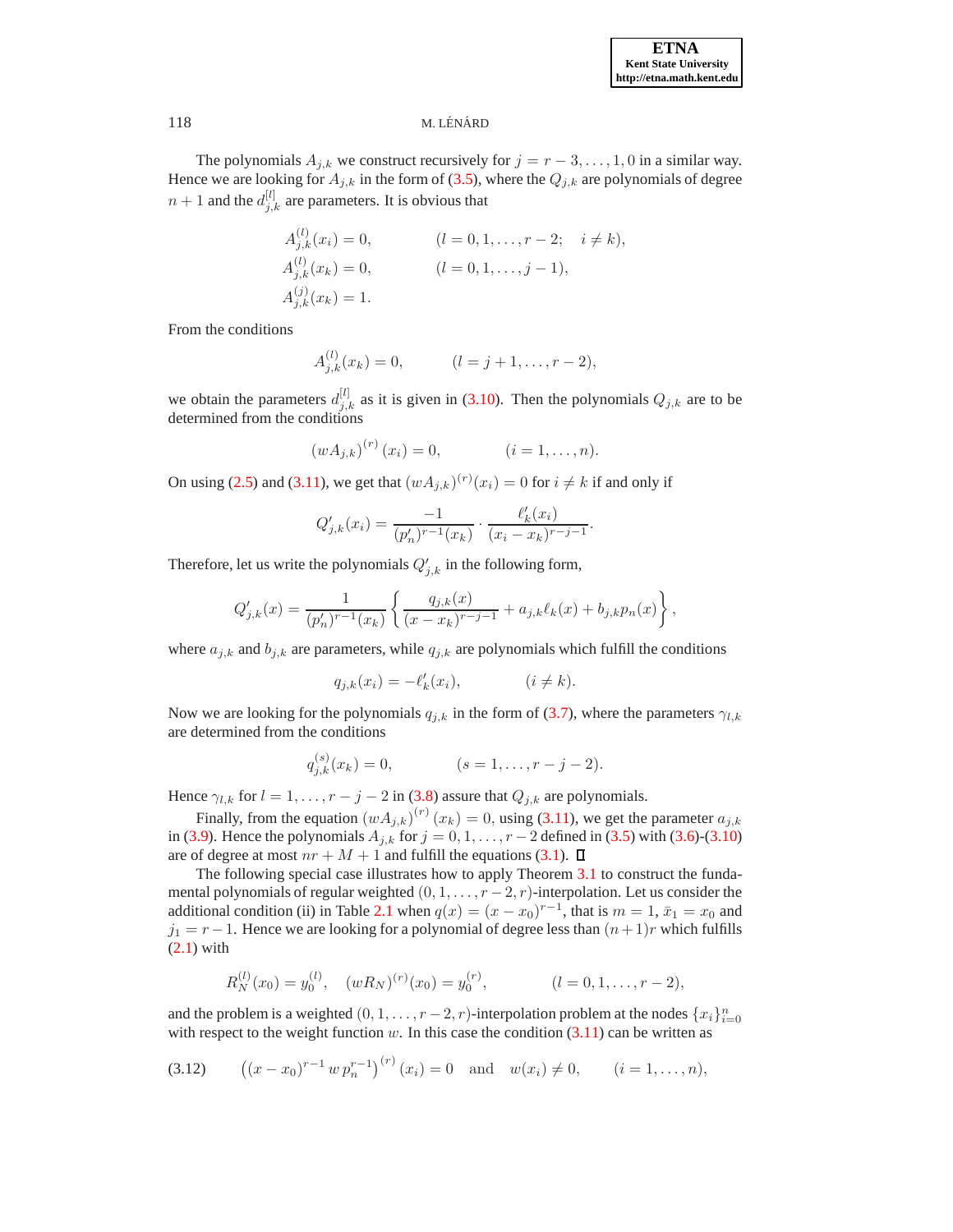The polynomials $A_{j,k}$ we construct recursively for $j = r-3, \ldots, 1, 0$ in a similar way. Hence we are looking for $A_{j,k}$ in the form of (3.5), where the $Q_{j,k}$ are polynomials of degree $n+1$ and the $d_{j,k}^{[l]}$ are parameters. It is obvious that

$$
\begin{aligned}
A_{j,k}^{(l)}(x_i) &= 0, \qquad && (l = 0, 1, \ldots, r-2; \quad i \neq k), \\
A_{j,k}^{(l)}(x_k) &= 0, \qquad && (l = 0, 1, \ldots, j-1), \\
A_{j,k}^{(j)}(x_k) &= 1.
\end{aligned}
$$

From the conditions

$$
A_{j,k}^{(l)}(x_k) = 0, \qquad (l = j+1, \ldots, r-2),
$$

we obtain the parameters $d_{j,k}^{[l]}$ as it is given in (3.10). Then the polynomials $Q_{j,k}$ are to be determined from the conditions

$$
\left(wA_{j,k}\right)^{(r)}(x_i) = 0, \qquad (i = 1, \ldots, n).
$$

On using (2.5) and (3.11), we get that $(wA_{j,k})^{(r)}(x_i) = 0$ for $i \neq k$ if and only if

$$
Q_{j,k}'(x_i) = \frac{-1}{(p_n')^{r-1}(x_k)} \cdot \frac{\ell_k'(x_i)}{(x_i - x_k)^{r-j-1}}.
$$

Therefore, let us write the polynomials $Q_{j,k}'$ in the following form,

$$
Q_{j,k}'(x) = \frac{1}{(p_n')^{r-1}(x_k)} \left\{ \frac{q_{j,k}(x)}{(x - x_k)^{r-j-1}} + a_{j,k}\ell_k(x) + b_{j,k}p_n(x) \right\},
$$

where $a_{j,k}$ and $b_{j,k}$ are parameters, while $q_{j,k}$ are polynomials which fulfill the conditions

$$
q_{j,k}(x_i) = -\ell_k'(x_i), \qquad (i \neq k).
$$

Now we are looking for the polynomials $q_{j,k}$ in the form of (3.7), where the parameters $\gamma_{l,k}$ are determined from the conditions

$$
q_{j,k}^{(s)}(x_k) = 0, \qquad (s = 1, \ldots, r-j-2).
$$

Hence $\gamma_{l,k}$ for $l = 1, \ldots, r-j-2$ in (3.8) assure that $Q_{j,k}$ are polynomials.

Finally, from the equation $\left(wA_{j,k}\right)^{(r)}(x_k) = 0$, using (3.11), we get the parameter $a_{j,k}$ in (3.9). Hence the polynomials $A_{j,k}$ for $j = 0, 1, \ldots, r-2$ defined in (3.5) with (3.6)-(3.10) are of degree at most $nr + M + 1$ and fulfill the equations (3.1). □

The following special case illustrates how to apply Theorem 3.1 to construct the fundamental polynomials of regular weighted $(0, 1, \ldots, r-2, r)$-interpolation. Let us consider the additional condition (ii) in Table 2.1 when $q(x) = (x - x_0)^{r-1}$, that is $m = 1$, $\bar{x}_1 = x_0$ and $j_1 = r-1$. Hence we are looking for a polynomial of degree less than $(n+1)r$ which fulfills (2.1) with

$$
R_N^{(l)}(x_0) = y_0^{(l)}, \quad (wR_N)^{(r)}(x_0) = y_0^{(r)}, \qquad (l = 0, 1, \ldots, r-2),
$$

and the problem is a weighted $(0, 1, \ldots, r-2, r)$-interpolation problem at the nodes $\{x_i\}_{i=0}^n$ with respect to the weight function $w$. In this case the condition (3.11) can be written as

$$
\text{(3.12)} \qquad \left((x - x_0)^{r-1}\, w\, p_n^{r-1}\right)^{(r)}(x_i) = 0 \quad \text{and} \quad w(x_i) \neq 0, \qquad (i = 1, \ldots, n),
$$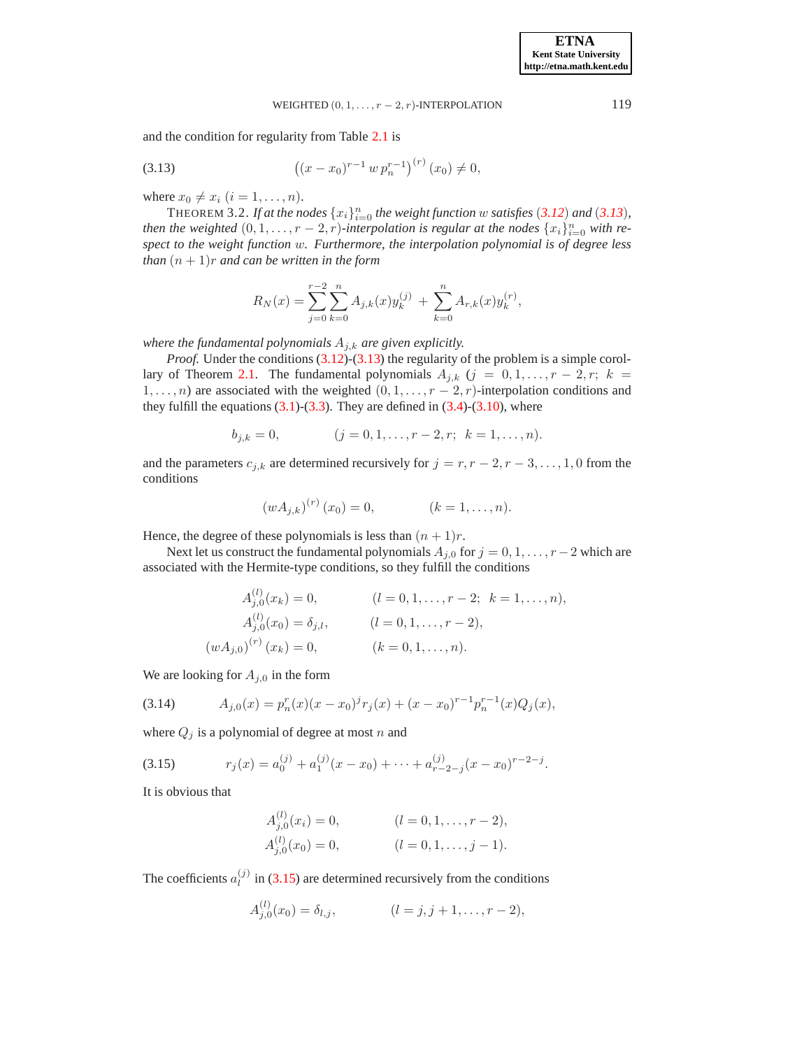and the condition for regularity from Table 2.1 is

$$\left((x-x_0)^{r-1}\, w\, p_n^{r-1}\right)^{(r)}(x_0) \neq 0, \tag{3.13}$$

where $x_0 \neq x_i$ $(i = 1, \dots, n)$.

THEOREM 3.2. *If at the nodes $\{x_i\}_{i=0}^n$ the weight function $w$ satisfies (3.12) and (3.13), then the weighted $(0, 1, \dots, r-2, r)$-interpolation is regular at the nodes $\{x_i\}_{i=0}^n$ with respect to the weight function $w$. Furthermore, the interpolation polynomial is of degree less than $(n + 1)r$ and can be written in the form*

$$R_N(x) = \sum_{j=0}^{r-2} \sum_{k=0}^{n} A_{j,k}(x) y_k^{(j)} + \sum_{k=0}^{n} A_{r,k}(x) y_k^{(r)},$$

*where the fundamental polynomials $A_{j,k}$ are given explicitly.*

*Proof.* Under the conditions (3.12)-(3.13) the regularity of the problem is a simple corollary of Theorem 2.1. The fundamental polynomials $A_{j,k}$ $(j = 0, 1, \dots, r-2, r;\ k = 1, \dots, n)$ are associated with the weighted $(0, 1, \dots, r-2, r)$-interpolation conditions and they fulfill the equations (3.1)-(3.3). They are defined in (3.4)-(3.10), where

$$b_{j,k} = 0, \qquad (j = 0, 1, \dots, r-2, r;\ \ k = 1, \dots, n).$$

and the parameters $c_{j,k}$ are determined recursively for $j = r, r-2, r-3, \dots, 1, 0$ from the conditions

$$(wA_{j,k})^{(r)}(x_0) = 0, \qquad (k = 1, \dots, n).$$

Hence, the degree of these polynomials is less than $(n + 1)r$.

Next let us construct the fundamental polynomials $A_{j,0}$ for $j = 0, 1, \dots, r-2$ which are associated with the Hermite-type conditions, so they fulfill the conditions

$$\begin{aligned}
A_{j,0}^{(l)}(x_k) &= 0, && (l = 0, 1, \dots, r-2;\ \ k = 1, \dots, n),\\
A_{j,0}^{(l)}(x_0) &= \delta_{j,l}, && (l = 0, 1, \dots, r-2),\\
(wA_{j,0})^{(r)}(x_k) &= 0, && (k = 0, 1, \dots, n).
\end{aligned}$$

We are looking for $A_{j,0}$ in the form

$$A_{j,0}(x) = p_n^r(x)(x-x_0)^j r_j(x) + (x-x_0)^{r-1} p_n^{r-1}(x) Q_j(x), \tag{3.14}$$

where $Q_j$ is a polynomial of degree at most $n$ and

$$r_j(x) = a_0^{(j)} + a_1^{(j)}(x-x_0) + \cdots + a_{r-2-j}^{(j)}(x-x_0)^{r-2-j}. \tag{3.15}$$

It is obvious that

$$\begin{aligned}
A_{j,0}^{(l)}(x_i) &= 0, && (l = 0, 1, \dots, r-2),\\
A_{j,0}^{(l)}(x_0) &= 0, && (l = 0, 1, \dots, j-1).
\end{aligned}$$

The coefficients $a_l^{(j)}$ in (3.15) are determined recursively from the conditions

$$A_{j,0}^{(l)}(x_0) = \delta_{l,j}, \qquad (l = j, j+1, \dots, r-2),$$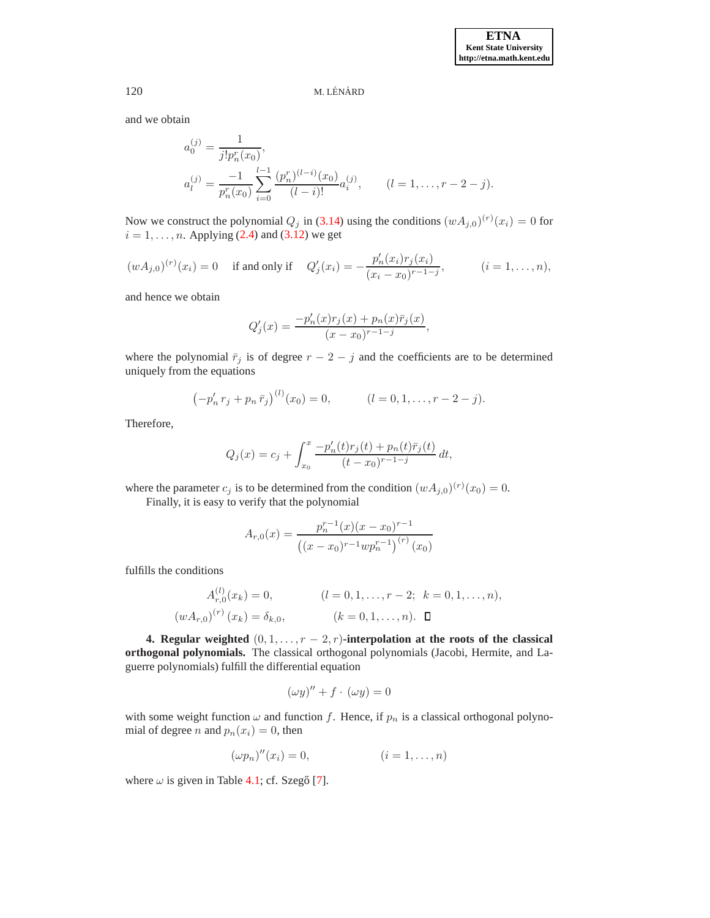and we obtain

$$
\begin{aligned}
a_0^{(j)} &= \frac{1}{j! p_n^r(x_0)}, \\
a_l^{(j)} &= \frac{-1}{p_n^r(x_0)} \sum_{i=0}^{l-1} \frac{(p_n^r)^{(l-i)}(x_0)}{(l-i)!} a_i^{(j)}, \qquad (l = 1, \ldots, r-2-j).
\end{aligned}
$$

Now we construct the polynomial $Q_j$ in (3.14) using the conditions $(wA_{j,0})^{(r)}(x_i) = 0$ for $i = 1, \ldots, n$. Applying (2.4) and (3.12) we get

$$
(wA_{j,0})^{(r)}(x_i) = 0 \quad \text{if and only if} \quad Q_j'(x_i) = -\frac{p_n'(x_i) r_j(x_i)}{(x_i - x_0)^{r-1-j}}, \qquad (i = 1, \ldots, n),
$$

and hence we obtain

$$
Q_j'(x) = \frac{-p_n'(x) r_j(x) + p_n(x) \bar{r}_j(x)}{(x - x_0)^{r-1-j}},
$$

where the polynomial $\bar{r}_j$ is of degree $r - 2 - j$ and the coefficients are to be determined uniquely from the equations

$$
\left(-p_n' \, r_j + p_n \, \bar{r}_j\right)^{(l)}(x_0) = 0, \qquad (l = 0, 1, \ldots, r-2-j).
$$

Therefore,

$$
Q_j(x) = c_j + \int_{x_0}^{x} \frac{-p_n'(t) r_j(t) + p_n(t) \bar{r}_j(t)}{(t - x_0)^{r-1-j}} \, dt,
$$

where the parameter $c_j$ is to be determined from the condition $(wA_{j,0})^{(r)}(x_0) = 0$.

Finally, it is easy to verify that the polynomial

$$
A_{r,0}(x) = \frac{p_n^{r-1}(x)(x - x_0)^{r-1}}{\left((x - x_0)^{r-1} w p_n^{r-1}\right)^{(r)}(x_0)}
$$

fulfills the conditions

$$
\begin{aligned}
A_{r,0}^{(l)}(x_k) &= 0, \qquad (l = 0, 1, \ldots, r-2; \; k = 0, 1, \ldots, n), \\
(wA_{r,0})^{(r)}(x_k) &= \delta_{k,0}, \qquad (k = 0, 1, \ldots, n). \quad \square
\end{aligned}
$$

**4. Regular weighted $(0, 1, \ldots, r-2, r)$-interpolation at the roots of the classical orthogonal polynomials.** The classical orthogonal polynomials (Jacobi, Hermite, and Laguerre polynomials) fulfill the differential equation

$$
(\omega y)'' + f \cdot (\omega y) = 0
$$

with some weight function $\omega$ and function $f$. Hence, if $p_n$ is a classical orthogonal polynomial of degree $n$ and $p_n(x_i) = 0$, then

$$
(\omega p_n)''(x_i) = 0, \qquad (i = 1, \ldots, n)
$$

where $\omega$ is given in Table 4.1; cf. Szegő [7].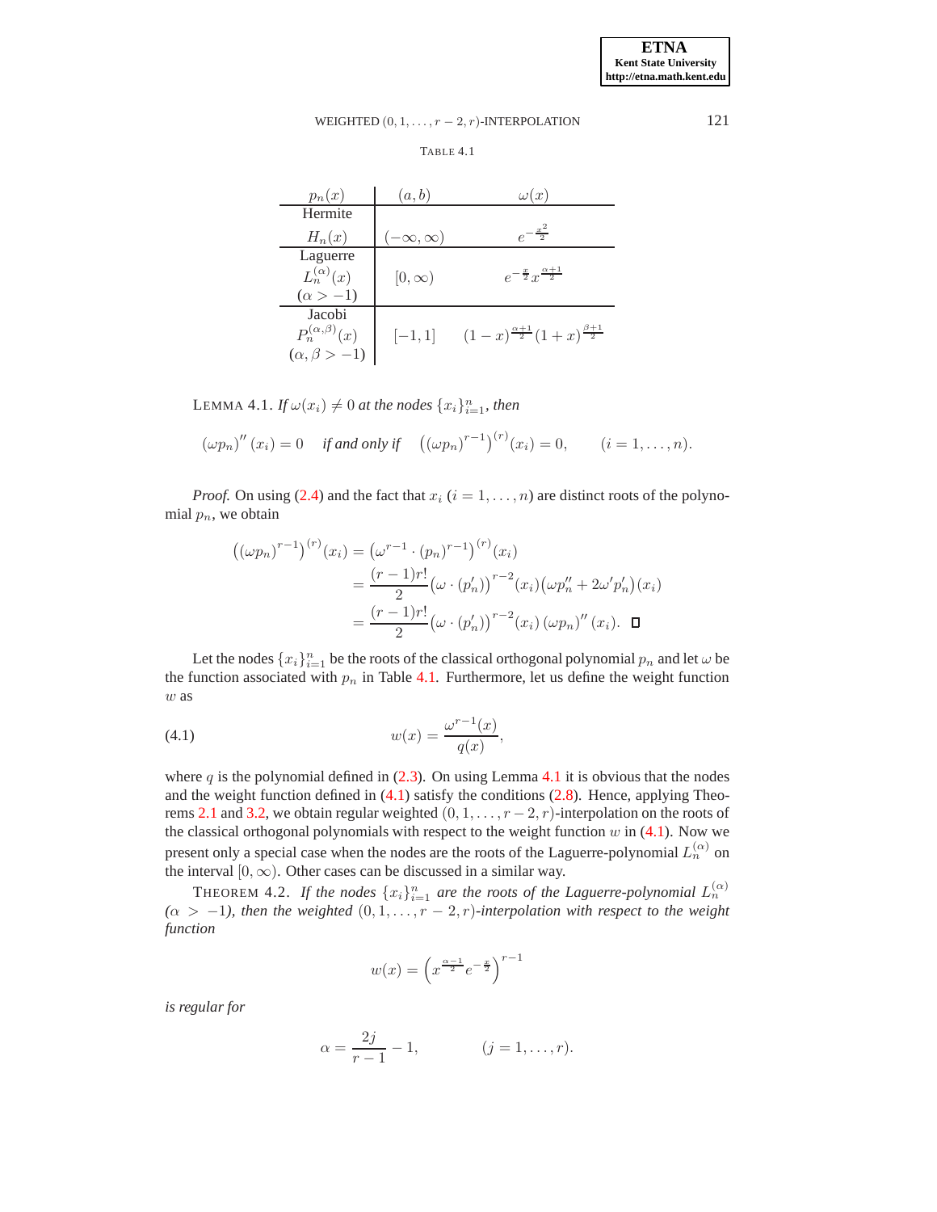TABLE 4.1

| $p_n(x)$ | $(a,b)$ | $\omega(x)$ |
|---|---|---|
| Hermite $H_n(x)$ | $(-\infty,\infty)$ | $e^{-\frac{x^2}{2}}$ |
| Laguerre $L_n^{(\alpha)}(x)$ $(\alpha > -1)$ | $[0,\infty)$ | $e^{-\frac{x}{2}}x^{\frac{\alpha+1}{2}}$ |
| Jacobi $P_n^{(\alpha,\beta)}(x)$ $(\alpha,\beta > -1)$ | $[-1,1]$ | $(1-x)^{\frac{\alpha+1}{2}}(1+x)^{\frac{\beta+1}{2}}$ |

LEMMA 4.1. *If $\omega(x_i) \neq 0$ at the nodes $\{x_i\}_{i=1}^n$, then*

$$(\omega p_n)''(x_i) = 0 \quad \textit{if and only if} \quad \left((\omega p_n)^{r-1}\right)^{(r)}(x_i) = 0, \qquad (i = 1,\ldots,n).$$

*Proof.* On using (2.4) and the fact that $x_i$ $(i = 1,\ldots,n)$ are distinct roots of the polynomial $p_n$, we obtain

$$\begin{aligned}
\left((\omega p_n)^{r-1}\right)^{(r)}(x_i) &= \left(\omega^{r-1}\cdot (p_n)^{r-1}\right)^{(r)}(x_i) \\
&= \frac{(r-1)r!}{2}\big(\omega\cdot(p_n')\big)^{r-2}(x_i)\big(\omega p_n'' + 2\omega' p_n'\big)(x_i) \\
&= \frac{(r-1)r!}{2}\big(\omega\cdot(p_n')\big)^{r-2}(x_i)\,(\omega p_n)''(x_i). \quad \square
\end{aligned}$$

Let the nodes $\{x_i\}_{i=1}^n$ be the roots of the classical orthogonal polynomial $p_n$ and let $\omega$ be the function associated with $p_n$ in Table 4.1. Furthermore, let us define the weight function $w$ as

$$w(x) = \frac{\omega^{r-1}(x)}{q(x)}, \tag{4.1}$$

where $q$ is the polynomial defined in (2.3). On using Lemma 4.1 it is obvious that the nodes and the weight function defined in (4.1) satisfy the conditions (2.8). Hence, applying Theorems 2.1 and 3.2, we obtain regular weighted $(0,1,\ldots,r-2,r)$-interpolation on the roots of the classical orthogonal polynomials with respect to the weight function $w$ in (4.1). Now we present only a special case when the nodes are the roots of the Laguerre-polynomial $L_n^{(\alpha)}$ on the interval $[0,\infty)$. Other cases can be discussed in a similar way.

THEOREM 4.2. *If the nodes $\{x_i\}_{i=1}^n$ are the roots of the Laguerre-polynomial $L_n^{(\alpha)}$ $(\alpha > -1)$, then the weighted $(0,1,\ldots,r-2,r)$-interpolation with respect to the weight function*

$$w(x) = \left(x^{\frac{\alpha-1}{2}}e^{-\frac{x}{2}}\right)^{r-1}$$

*is regular for*

$$\alpha = \frac{2j}{r-1} - 1, \qquad (j = 1,\ldots,r).$$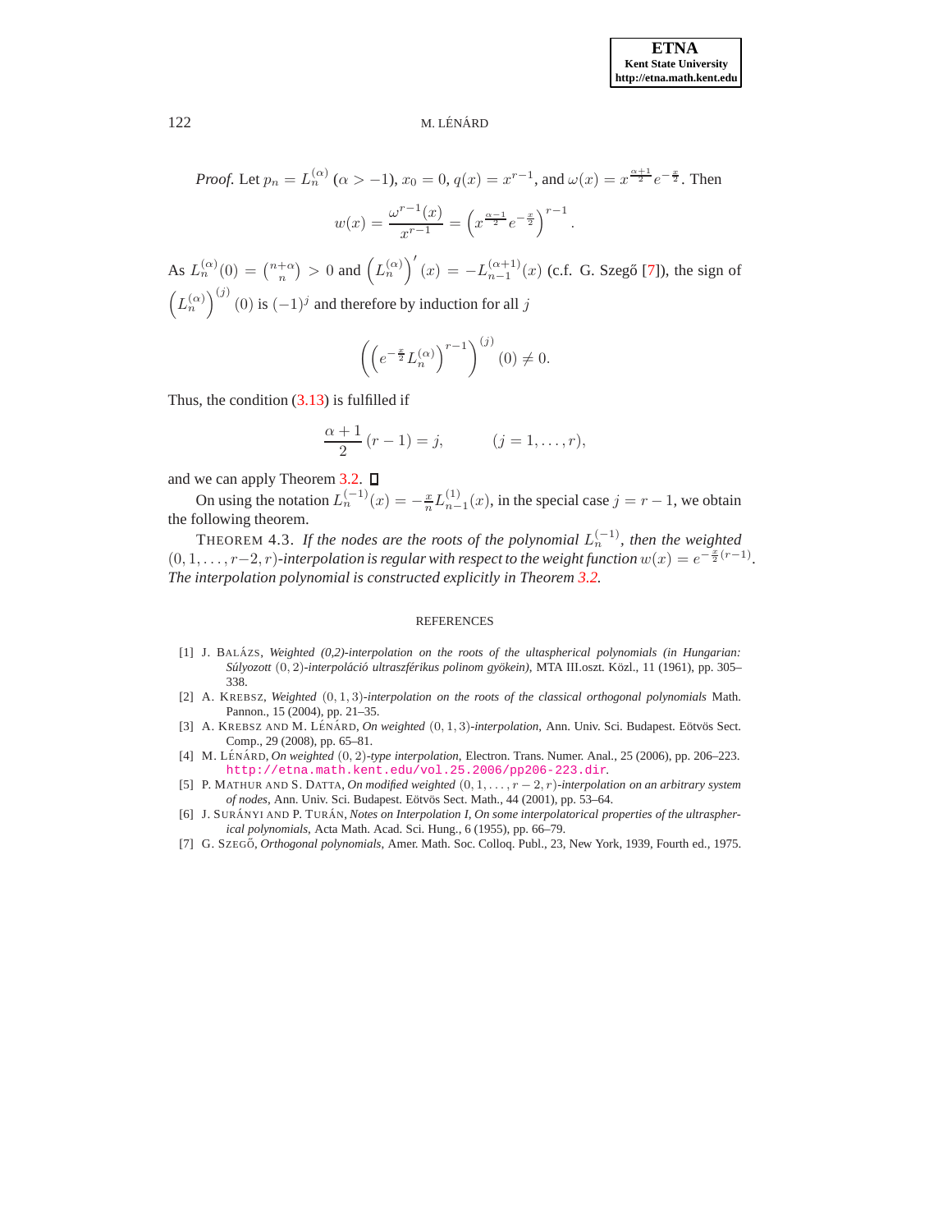*Proof.* Let $p_n = L_n^{(\alpha)}$ ($\alpha > -1$), $x_0 = 0$, $q(x) = x^{r-1}$, and $\omega(x) = x^{\frac{\alpha+1}{2}} e^{-\frac{x}{2}}$. Then

$$w(x) = \frac{\omega^{r-1}(x)}{x^{r-1}} = \left(x^{\frac{\alpha-1}{2}} e^{-\frac{x}{2}}\right)^{r-1}.$$

As $L_n^{(\alpha)}(0) = \binom{n+\alpha}{n} > 0$ and $\left(L_n^{(\alpha)}\right)'(x) = -L_{n-1}^{(\alpha+1)}(x)$ (c.f. G. Szegő [7]), the sign of $\left(L_n^{(\alpha)}\right)^{(j)}(0)$ is $(-1)^j$ and therefore by induction for all $j$

$$\left(\left(e^{-\frac{x}{2}} L_n^{(\alpha)}\right)^{r-1}\right)^{(j)}(0) \neq 0.$$

Thus, the condition (3.13) is fulfilled if

$$\frac{\alpha+1}{2}(r-1) = j, \qquad (j = 1, \ldots, r),$$

and we can apply Theorem 3.2. ∎

On using the notation $L_n^{(-1)}(x) = -\frac{x}{n} L_{n-1}^{(1)}(x)$, in the special case $j = r-1$, we obtain the following theorem.

THEOREM 4.3. *If the nodes are the roots of the polynomial $L_n^{(-1)}$, then the weighted $(0, 1, \ldots, r-2, r)$-interpolation is regular with respect to the weight function $w(x) = e^{-\frac{x}{2}(r-1)}$. The interpolation polynomial is constructed explicitly in Theorem 3.2.*

## REFERENCES

[1] J. Balázs, *Weighted (0,2)-interpolation on the roots of the ultaspherical polynomials (in Hungarian: Súlyozott $(0, 2)$-interpoláció ultraszférikus polinom gyökein)*, MTA III.oszt. Közl., 11 (1961), pp. 305–338.

[2] A. Krebsz, *Weighted $(0, 1, 3)$-interpolation on the roots of the classical orthogonal polynomials* Math. Pannon., 15 (2004), pp. 21–35.

[3] A. Krebsz and M. Lénárd, *On weighted $(0, 1, 3)$-interpolation*, Ann. Univ. Sci. Budapest. Eötvös Sect. Comp., 29 (2008), pp. 65–81.

[4] M. Lénárd, *On weighted $(0, 2)$-type interpolation*, Electron. Trans. Numer. Anal., 25 (2006), pp. 206–223. http://etna.math.kent.edu/vol.25.2006/pp206-223.dir.

[5] P. Mathur and S. Datta, *On modified weighted $(0, 1, \ldots, r-2, r)$-interpolation on an arbitrary system of nodes*, Ann. Univ. Sci. Budapest. Eötvös Sect. Math., 44 (2001), pp. 53–64.

[6] J. Surányi and P. Turán, *Notes on Interpolation I, On some interpolatorical properties of the ultraspherical polynomials*, Acta Math. Acad. Sci. Hung., 6 (1955), pp. 66–79.

[7] G. Szegő, *Orthogonal polynomials*, Amer. Math. Soc. Colloq. Publ., 23, New York, 1939, Fourth ed., 1975.